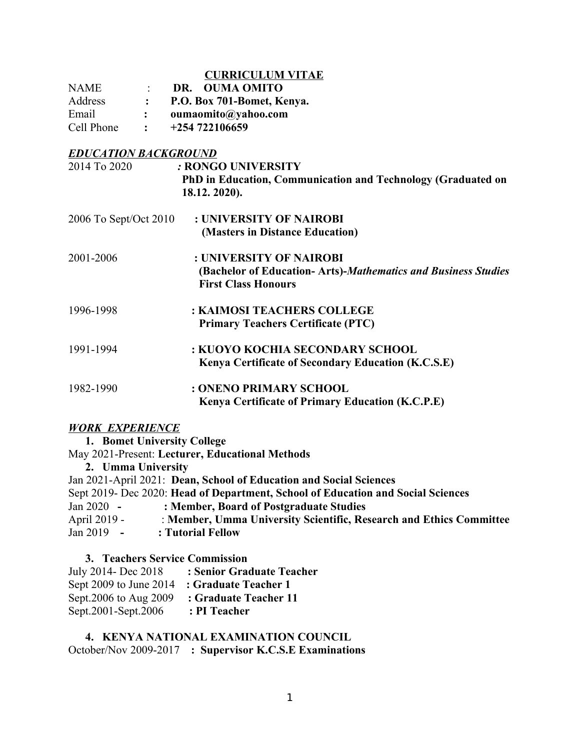# CURRICULUM VITAE

NAME : **DR. OUMA OMITO**
Address : **P.O. Box 701-Bomet, Kenya.**
Email : **oumaomito@yahoo.com**
Cell Phone : **+254 722106659**

## *EDUCATION BACKGROUND*

2014 To 2020 *:* **RONGO UNIVERSITY**
**PhD in Education, Communication and Technology (Graduated on 18.12. 2020).**

2006 To Sept/Oct 2010 : **UNIVERSITY OF NAIROBI**
**(Masters in Distance Education)**

2001-2006 : **UNIVERSITY OF NAIROBI**
**(Bachelor of Education- Arts)-*Mathematics and Business Studies***
**First Class Honours**

1996-1998 : **KAIMOSI TEACHERS COLLEGE**
**Primary Teachers Certificate (PTC)**

1991-1994 : **KUOYO KOCHIA SECONDARY SCHOOL**
**Kenya Certificate of Secondary Education (K.C.S.E)**

1982-1990 : **ONENO PRIMARY SCHOOL**
**Kenya Certificate of Primary Education (K.C.P.E)**

## *WORK EXPERIENCE*

1. **Bomet University College**

May 2021-Present: **Lecturer, Educational Methods**

2. **Umma University**

Jan 2021-April 2021: **Dean, School of Education and Social Sciences**
Sept 2019- Dec 2020: **Head of Department, School of Education and Social Sciences**
Jan 2020 - : **Member, Board of Postgraduate Studies**
April 2019 - : **Member, Umma University Scientific, Research and Ethics Committee**
Jan 2019 - : **Tutorial Fellow**

3. **Teachers Service Commission**

July 2014- Dec 2018 : **Senior Graduate Teacher**
Sept 2009 to June 2014 : **Graduate Teacher 1**
Sept.2006 to Aug 2009 : **Graduate Teacher 11**
Sept.2001-Sept.2006 : **PI Teacher**

4. **KENYA NATIONAL EXAMINATION COUNCIL**

October/Nov 2009-2017 : **Supervisor K.C.S.E Examinations**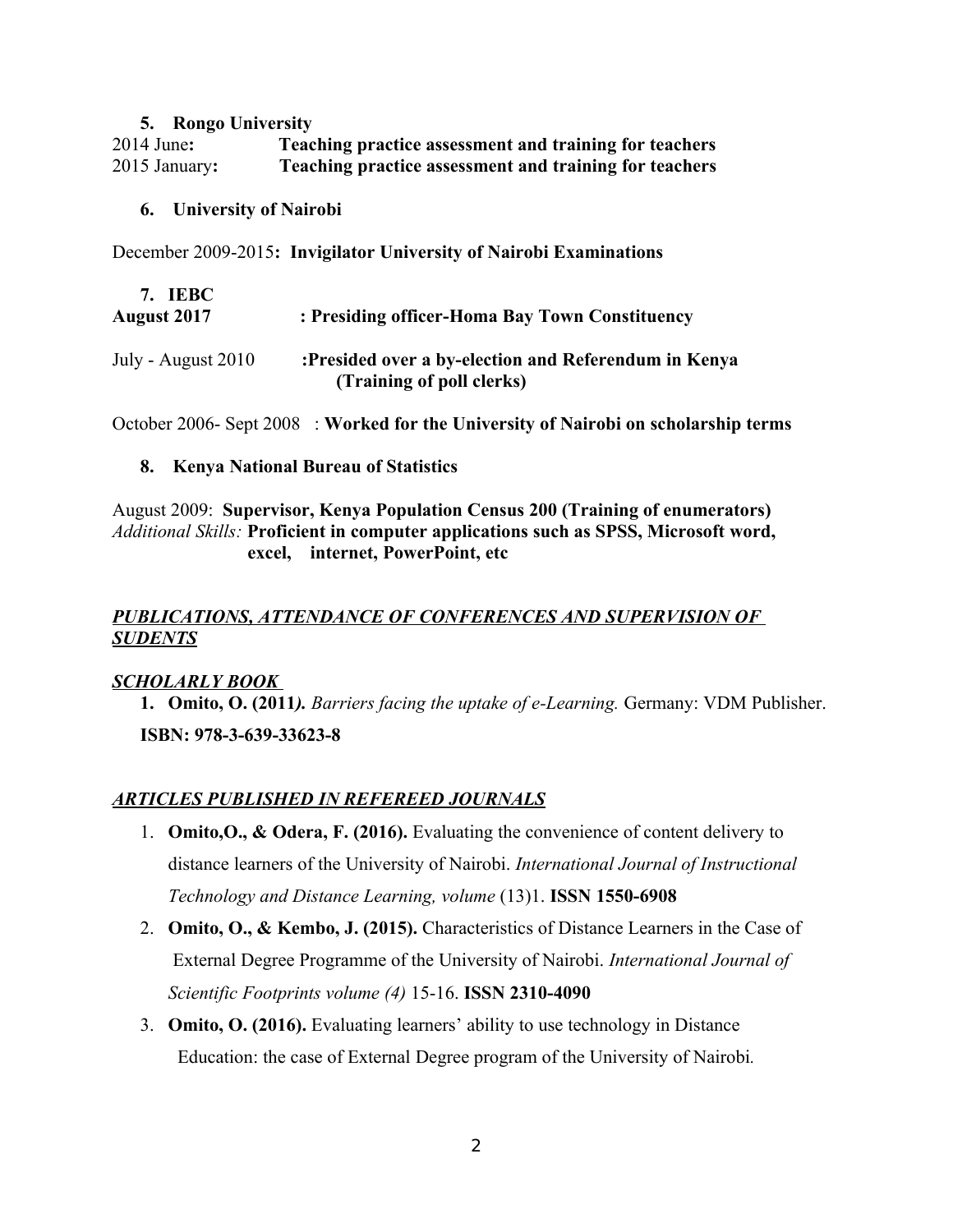5. **Rongo University**

2014 June**:** **Teaching practice assessment and training for teachers**
2015 January**:** **Teaching practice assessment and training for teachers**

6. **University of Nairobi**

December 2009-2015**: Invigilator University of Nairobi Examinations**

7. **IEBC**

**August 2017 : Presiding officer-Homa Bay Town Constituency**

July - August 2010 **:Presided over a by-election and Referendum in Kenya (Training of poll clerks)**

October 2006- Sept 2008 : **Worked for the University of Nairobi on scholarship terms**

8. **Kenya National Bureau of Statistics**

August 2009: **Supervisor, Kenya Population Census 200 (Training of enumerators)**
*Additional Skills:* **Proficient in computer applications such as SPSS, Microsoft word, excel, internet, PowerPoint, etc**

## ***PUBLICATIONS, ATTENDANCE OF CONFERENCES AND SUPERVISION OF SUDENTS***

### ***SCHOLARLY BOOK***

1. **Omito, O. (2011*).*** *Barriers facing the uptake of e-Learning.* Germany: VDM Publisher. **ISBN: 978-3-639-33623-8**

### ***ARTICLES PUBLISHED IN REFEREED JOURNALS***

1. **Omito,O., & Odera, F. (2016).** Evaluating the convenience of content delivery to distance learners of the University of Nairobi. *International Journal of Instructional Technology and Distance Learning, volume* (13)1. **ISSN 1550-6908**
2. **Omito, O., & Kembo, J. (2015).** Characteristics of Distance Learners in the Case of External Degree Programme of the University of Nairobi. *International Journal of Scientific Footprints volume (4)* 15-16. **ISSN 2310-4090**
3. **Omito, O. (2016).** Evaluating learners' ability to use technology in Distance Education: the case of External Degree program of the University of Nairobi*.*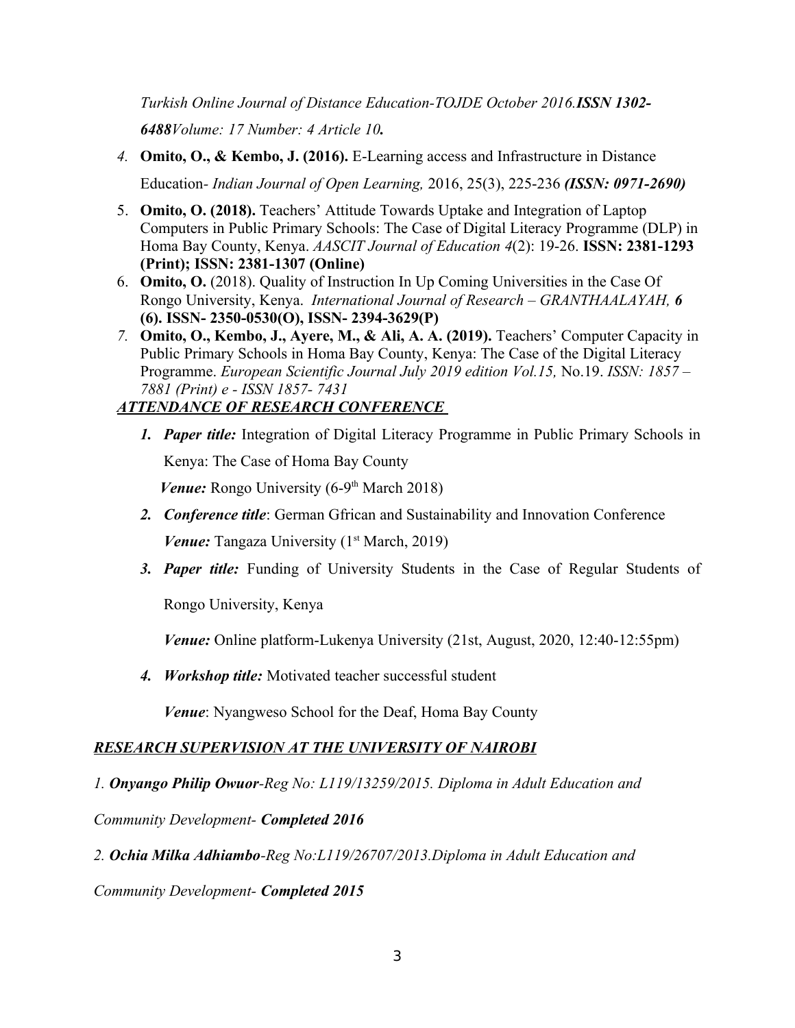*Turkish Online Journal of Distance Education-TOJDE October 2016.**ISSN 1302-6488**Volume: 17 Number: 4 Article 10.***

4. **Omito, O., & Kembo, J. (2016).** E-Learning access and Infrastructure in Distance Education- *Indian Journal of Open Learning,* 2016, 25(3), 225-236 ***(ISSN: 0971-2690)***
5. **Omito, O. (2018).** Teachers' Attitude Towards Uptake and Integration of Laptop Computers in Public Primary Schools: The Case of Digital Literacy Programme (DLP) in Homa Bay County, Kenya. *AASCIT Journal of Education 4*(2): 19-26. **ISSN: 2381-1293 (Print); ISSN: 2381-1307 (Online)**
6. **Omito, O.** (2018). Quality of Instruction In Up Coming Universities in the Case Of Rongo University, Kenya. *International Journal of Research – GRANTHAALAYAH, **6*** **(6). ISSN- 2350-0530(O), ISSN- 2394-3629(P)**
7. **Omito, O., Kembo, J., Ayere, M., & Ali, A. A. (2019).** Teachers' Computer Capacity in Public Primary Schools in Homa Bay County, Kenya: The Case of the Digital Literacy Programme. *European Scientific Journal July 2019 edition Vol.15,* No.19. *ISSN: 1857 – 7881 (Print) e - ISSN 1857- 7431*

***ATTENDANCE OF RESEARCH CONFERENCE***

1. ***Paper title:*** Integration of Digital Literacy Programme in Public Primary Schools in Kenya: The Case of Homa Bay County

   ***Venue:*** Rongo University (6-9th March 2018)
2. ***Conference title***: German Gfrican and Sustainability and Innovation Conference

   ***Venue:*** Tangaza University (1st March, 2019)
3. ***Paper title:*** Funding of University Students in the Case of Regular Students of Rongo University, Kenya

   ***Venue:*** Online platform-Lukenya University (21st, August, 2020, 12:40-12:55pm)
4. ***Workshop title:*** Motivated teacher successful student

   ***Venue***: Nyangweso School for the Deaf, Homa Bay County

***RESEARCH SUPERVISION AT THE UNIVERSITY OF NAIROBI***

*1. **Onyango Philip Owuor**-Reg No: L119/13259/2015. Diploma in Adult Education and Community Development- **Completed 2016***

*2. **Ochia Milka Adhiambo**-Reg No:L119/26707/2013.Diploma in Adult Education and Community Development- **Completed 2015***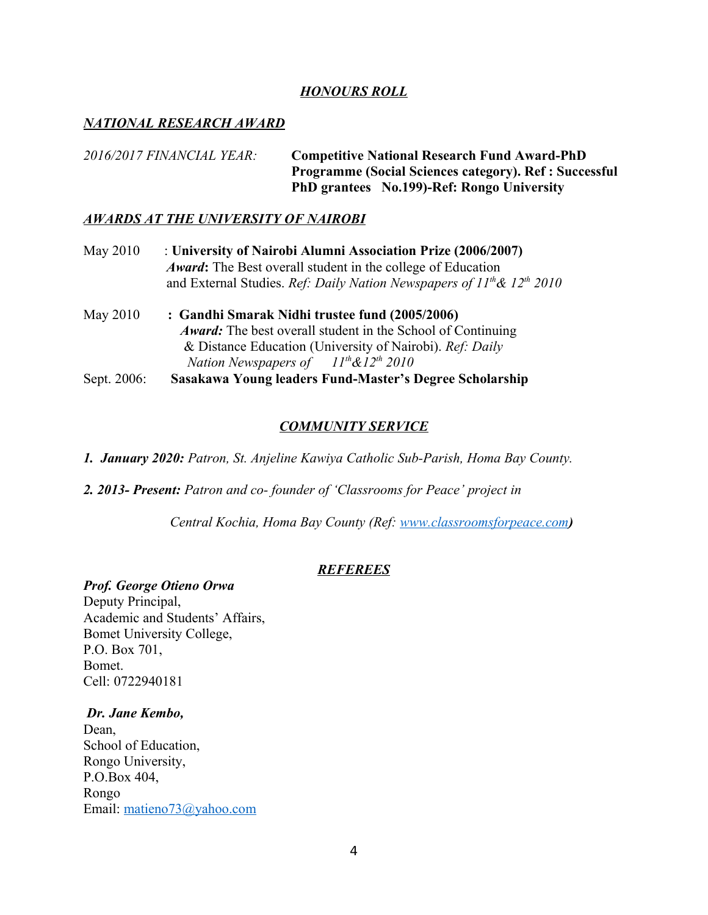## ***HONOURS ROLL***

### ***NATIONAL RESEARCH AWARD***

*2016/2017 FINANCIAL YEAR:* **Competitive National Research Fund Award-PhD Programme (Social Sciences category). Ref : Successful PhD grantees No.199)-Ref: Rongo University**

### ***AWARDS AT THE UNIVERSITY OF NAIROBI***

May 2010 : **University of Nairobi Alumni Association Prize (2006/2007)**
***Award*:** The Best overall student in the college of Education and External Studies. *Ref: Daily Nation Newspapers of 11th& 12th 2010*

May 2010 : **Gandhi Smarak Nidhi trustee fund (2005/2006)**
***Award:*** The best overall student in the School of Continuing & Distance Education (University of Nairobi). *Ref: Daily Nation Newspapers of 11th&12th 2010*

Sept. 2006: **Sasakawa Young leaders Fund-Master's Degree Scholarship**

## ***COMMUNITY SERVICE***

***1. January 2020:*** *Patron, St. Anjeline Kawiya Catholic Sub-Parish, Homa Bay County.*

***2. 2013- Present:*** *Patron and co- founder of 'Classrooms for Peace' project in Central Kochia, Homa Bay County (Ref: [www.classroomsforpeace.com](http://www.classroomsforpeace.com))*

## ***REFEREES***

***Prof. George Otieno Orwa***
Deputy Principal,
Academic and Students' Affairs,
Bomet University College,
P.O. Box 701,
Bomet.
Cell: 0722940181

***Dr. Jane Kembo,***
Dean,
School of Education,
Rongo University,
P.O.Box 404,
Rongo
Email: [matieno73@yahoo.com](mailto:matieno73@yahoo.com)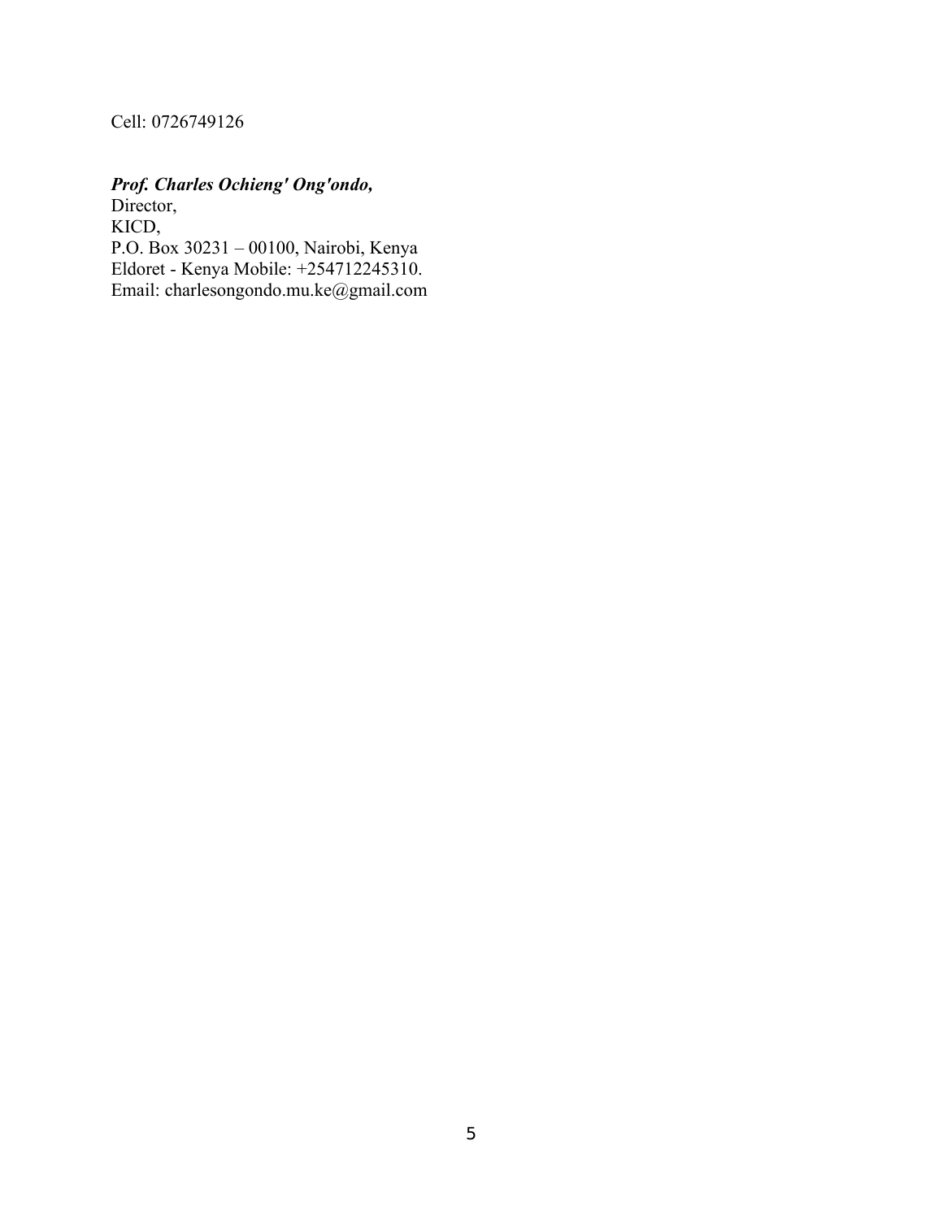Cell: 0726749126

***Prof. Charles Ochieng' Ong'ondo,***
Director,
KICD,
P.O. Box 30231 – 00100, Nairobi, Kenya
Eldoret - Kenya Mobile: +254712245310.
Email: charlesongondo.mu.ke@gmail.com